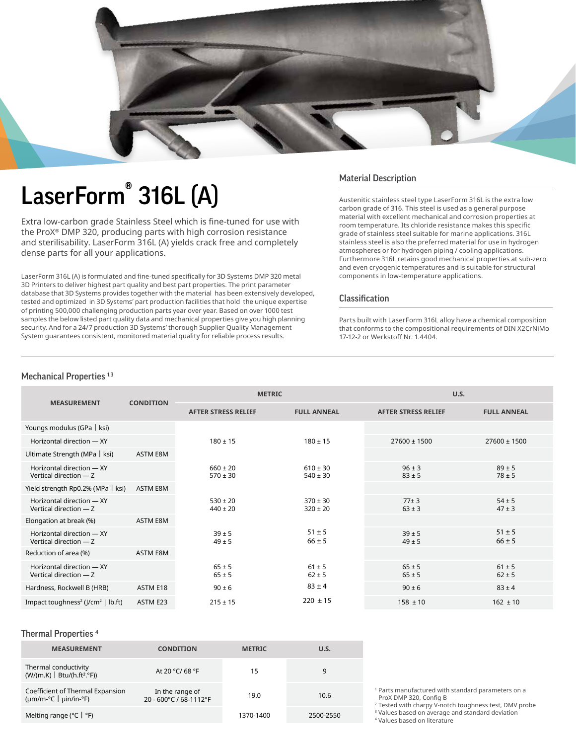# LaserForm® 316L (A)

Extra low-carbon grade Stainless Steel which is fine-tuned for use with the ProX® DMP 320, producing parts with high corrosion resistance and sterilisability. LaserForm 316L (A) yields crack free and completely dense parts for all your applications.

LaserForm 316L (A) is formulated and fine-tuned specifically for 3D Systems DMP 320 metal 3D Printers to deliver highest part quality and best part properties. The print parameter database that 3D Systems provides together with the material has been extensively developed, tested and optimized in 3D Systems' part production facilities that hold the unique expertise of printing 500,000 challenging production parts year over year. Based on over 1000 test samples the below listed part quality data and mechanical properties give you high planning security. And for a 24/7 production 3D Systems' thorough Supplier Quality Management System guarantees consistent, monitored material quality for reliable process results.

## Material Description

Austenitic stainless steel type LaserForm 316L is the extra low carbon grade of 316. This steel is used as a general purpose material with excellent mechanical and corrosion properties at room temperature. Its chloride resistance makes this specific grade of stainless steel suitable for marine applications. 316L stainless steel is also the preferred material for use in hydrogen atmospheres or for hydrogen piping / cooling applications. Furthermore 316L retains good mechanical properties at sub-zero and even cryogenic temperatures and is suitable for structural components in low-temperature applications.

## Classification

Parts built with LaserForm 316L alloy have a chemical composition that conforms to the compositional requirements of DIN X2CrNiMo 17-12-2 or Werkstoff Nr. 1.4404.

## Mechanical Properties [1,3]

| MEASUREMENT | CONDITION | METRIC | | U.S. | |
|---|---|---|---|---|---|
| | | AFTER STRESS RELIEF | FULL ANNEAL | AFTER STRESS RELIEF | FULL ANNEAL |
| Youngs modulus (GPa \| ksi) | | | | | |
| Horizontal direction — XY | | 180 ± 15 | 180 ± 15 | 27600 ± 1500 | 27600 ± 1500 |
| Ultimate Strength (MPa \| ksi) | ASTM E8M | | | | |
| Horizontal direction — XY<br>Vertical direction — Z | | 660 ± 20<br>570 ± 30 | 610 ± 30<br>540 ± 30 | 96 ± 3<br>83 ± 5 | 89 ± 5<br>78 ± 5 |
| Yield strength Rp0.2% (MPa \| ksi) | ASTM E8M | | | | |
| Horizontal direction — XY<br>Vertical direction — Z | | 530 ± 20<br>440 ± 20 | 370 ± 30<br>320 ± 20 | 77± 3<br>63 ± 3 | 54 ± 5<br>47 ± 3 |
| Elongation at break (%) | ASTM E8M | | | | |
| Horizontal direction — XY<br>Vertical direction — Z | | 39 ± 5<br>49 ± 5 | 51 ± 5<br>66 ± 5 | 39 ± 5<br>49 ± 5 | 51 ± 5<br>66 ± 5 |
| Reduction of area (%) | ASTM E8M | | | | |
| Horizontal direction — XY<br>Vertical direction — Z | | 65 ± 5<br>65 ± 5 | 61 ± 5<br>62 ± 5 | 65 ± 5<br>65 ± 5 | 61 ± 5<br>62 ± 5 |
| Hardness, Rockwell B (HRB) | ASTM E18 | 90 ± 6 | 83 ± 4 | 90 ± 6 | 83 ± 4 |
| Impact toughness[2] (J/cm² \| lb.ft) | ASTM E23 | 215 ± 15 | 220 ± 15 | 158 ± 10 | 162 ± 10 |

## Thermal Properties [4]

| MEASUREMENT | CONDITION | METRIC | U.S. |
|---|---|---|---|
| Thermal conductivity (W/(m.K) \| Btu/(h.ft².°F)) | At 20 °C/ 68 °F | 15 | 9 |
| Coefficient of Thermal Expansion (µm/m-°C \| µin/in-°F) | In the range of 20 - 600°C / 68-1112°F | 19.0 | 10.6 |
| Melting range (°C \| °F) | | 1370-1400 | 2500-2550 |

[1] Parts manufactured with standard parameters on a ProX DMP 320, Config B
[2] Tested with charpy V-notch toughness test, DMV probe
[3] Values based on average and standard deviation
[4] Values based on literature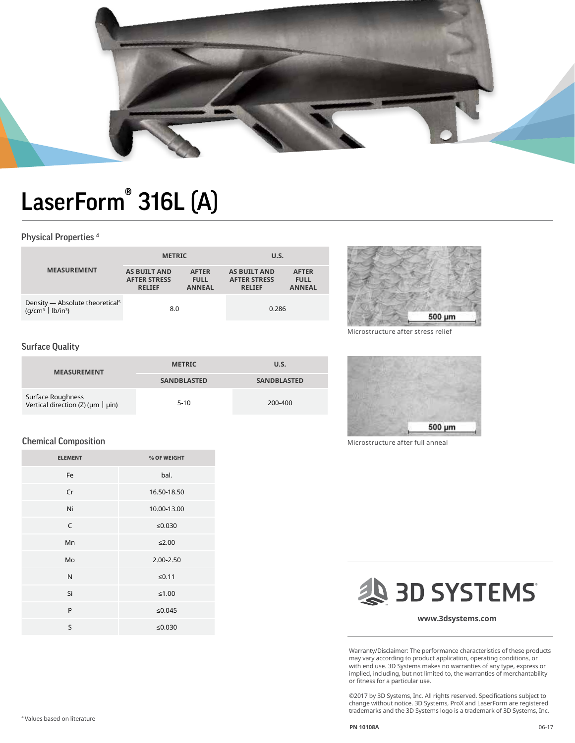# LaserForm® 316L (A)

## Physical Properties [4]

| MEASUREMENT | METRIC | | U.S. | |
|---|---|---|---|---|
| | AS BUILT AND AFTER STRESS RELIEF | AFTER FULL ANNEAL | AS BUILT AND AFTER STRESS RELIEF | AFTER FULL ANNEAL |
| Density — Absolute theoretical[5] (g/cm³ \| lb/in³) | 8.0 | | 0.286 | |

Microstructure after stress relief

## Surface Quality

| MEASUREMENT | METRIC | U.S. |
|---|---|---|
| | SANDBLASTED | SANDBLASTED |
| Surface Roughness Vertical direction (Z) (μm \| μin) | 5-10 | 200-400 |

Microstructure after full anneal

## Chemical Composition

| ELEMENT | % OF WEIGHT |
|---|---|
| Fe | bal. |
| Cr | 16.50-18.50 |
| Ni | 10.00-13.00 |
| C | ≤0.030 |
| Mn | ≤2.00 |
| Mo | 2.00-2.50 |
| N | ≤0.11 |
| Si | ≤1.00 |
| P | ≤0.045 |
| S | ≤0.030 |

3D SYSTEMS

**www.3dsystems.com**

Warranty/Disclaimer: The performance characteristics of these products may vary according to product application, operating conditions, or with end use. 3D Systems makes no warranties of any type, express or implied, including, but not limited to, the warranties of merchantability or fitness for a particular use.

©2017 by 3D Systems, Inc. All rights reserved. Specifications subject to change without notice. 3D Systems, ProX and LaserForm are registered trademarks and the 3D Systems logo is a trademark of 3D Systems, Inc.

[4] Values based on literature

**PN 10108A** 06-17